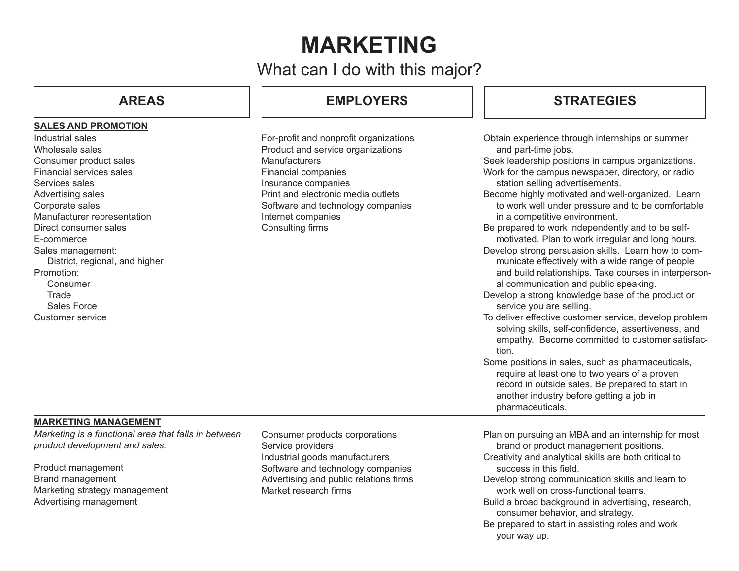# MARKETING

## What can I do with this major?

| AREAS | EMPLOYERS | STRATEGIES |
|---|---|---|
| **SALES AND PROMOTION**<br>Industrial sales<br>Wholesale sales<br>Consumer product sales<br>Financial services sales<br>Services sales<br>Advertising sales<br>Corporate sales<br>Manufacturer representation<br>Direct consumer sales<br>E-commerce<br>Sales management:<br>District, regional, and higher<br>Promotion:<br>Consumer<br>Trade<br>Sales Force<br>Customer service | For-profit and nonprofit organizations<br>Product and service organizations<br>Manufacturers<br>Financial companies<br>Insurance companies<br>Print and electronic media outlets<br>Software and technology companies<br>Internet companies<br>Consulting firms | Obtain experience through internships or summer and part-time jobs.<br>Seek leadership positions in campus organizations.<br>Work for the campus newspaper, directory, or radio station selling advertisements.<br>Become highly motivated and well-organized. Learn to work well under pressure and to be comfortable in a competitive environment.<br>Be prepared to work independently and to be self-motivated. Plan to work irregular and long hours.<br>Develop strong persuasion skills. Learn how to communicate effectively with a wide range of people and build relationships. Take courses in interpersonal communication and public speaking.<br>Develop a strong knowledge base of the product or service you are selling.<br>To deliver effective customer service, develop problem solving skills, self-confidence, assertiveness, and empathy. Become committed to customer satisfaction.<br>Some positions in sales, such as pharmaceuticals, require at least one to two years of a proven record in outside sales. Be prepared to start in another industry before getting a job in pharmaceuticals. |
| **MARKETING MANAGEMENT**<br>*Marketing is a functional area that falls in between product development and sales.*<br><br>Product management<br>Brand management<br>Marketing strategy management<br>Advertising management | Consumer products corporations<br>Service providers<br>Industrial goods manufacturers<br>Software and technology companies<br>Advertising and public relations firms<br>Market research firms | Plan on pursuing an MBA and an internship for most brand or product management positions.<br>Creativity and analytical skills are both critical to success in this field.<br>Develop strong communication skills and learn to work well on cross-functional teams.<br>Build a broad background in advertising, research, consumer behavior, and strategy.<br>Be prepared to start in assisting roles and work your way up. |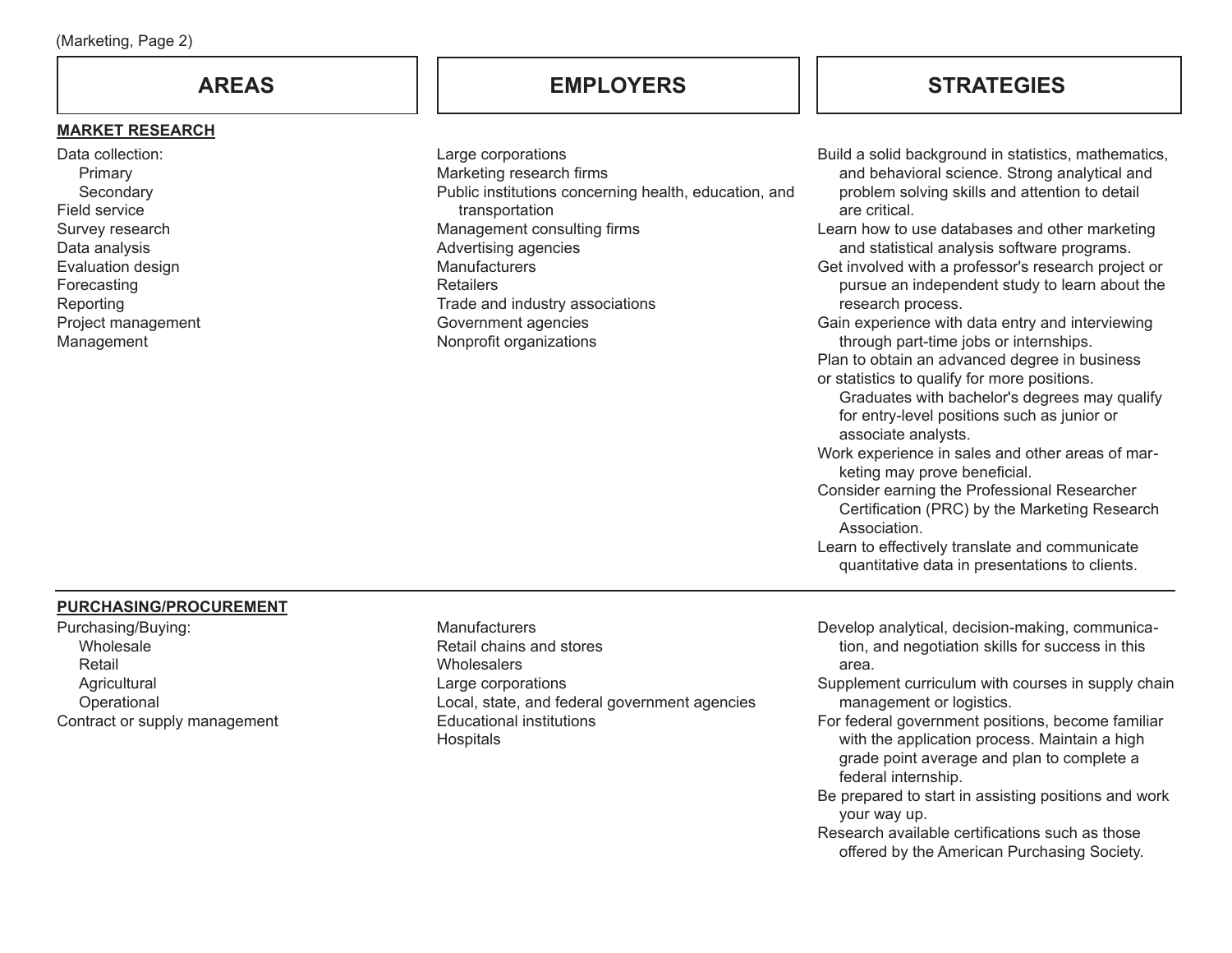| AREAS | EMPLOYERS | STRATEGIES |
| --- | --- | --- |
| **MARKET RESEARCH** | | |
| Data collection:<br>Primary<br>Secondary<br>Field service<br>Survey research<br>Data analysis<br>Evaluation design<br>Forecasting<br>Reporting<br>Project management<br>Management | Large corporations<br>Marketing research firms<br>Public institutions concerning health, education, and transportation<br>Management consulting firms<br>Advertising agencies<br>Manufacturers<br>Retailers<br>Trade and industry associations<br>Government agencies<br>Nonprofit organizations | Build a solid background in statistics, mathematics, and behavioral science. Strong analytical and problem solving skills and attention to detail are critical.<br>Learn how to use databases and other marketing and statistical analysis software programs.<br>Get involved with a professor's research project or pursue an independent study to learn about the research process.<br>Gain experience with data entry and interviewing through part-time jobs or internships.<br>Plan to obtain an advanced degree in business or statistics to qualify for more positions. Graduates with bachelor's degrees may qualify for entry-level positions such as junior or associate analysts.<br>Work experience in sales and other areas of marketing may prove beneficial.<br>Consider earning the Professional Researcher Certification (PRC) by the Marketing Research Association.<br>Learn to effectively translate and communicate quantitative data in presentations to clients. |
| **PURCHASING/PROCUREMENT** | | |
| Purchasing/Buying:<br>Wholesale<br>Retail<br>Agricultural<br>Operational<br>Contract or supply management | Manufacturers<br>Retail chains and stores<br>Wholesalers<br>Large corporations<br>Local, state, and federal government agencies<br>Educational institutions<br>Hospitals | Develop analytical, decision-making, communication, and negotiation skills for success in this area.<br>Supplement curriculum with courses in supply chain management or logistics.<br>For federal government positions, become familiar with the application process. Maintain a high grade point average and plan to complete a federal internship.<br>Be prepared to start in assisting positions and work your way up.<br>Research available certifications such as those offered by the American Purchasing Society. |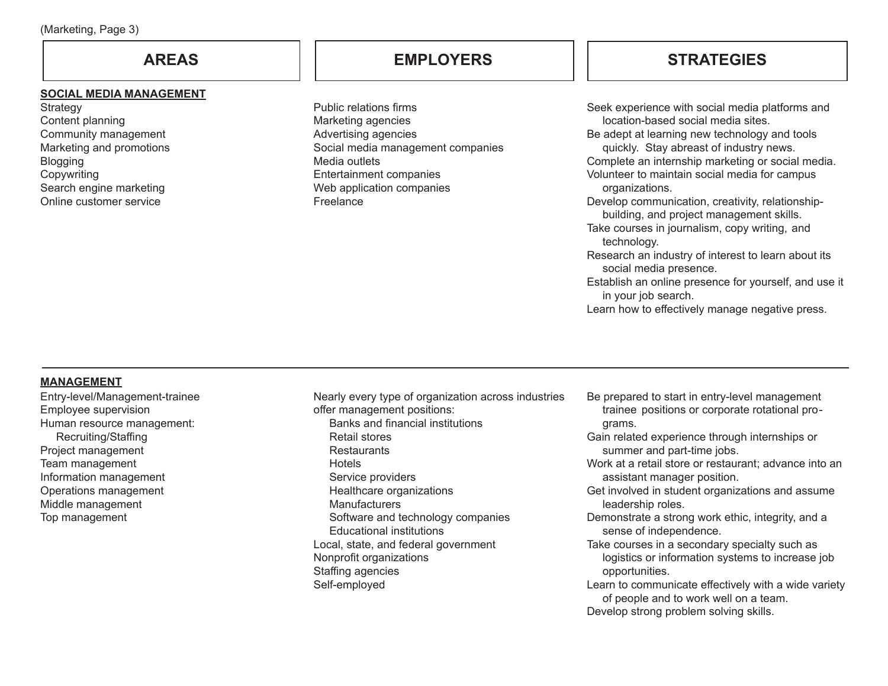(Marketing, Page 3)

| AREAS | EMPLOYERS | STRATEGIES |
| --- | --- | --- |
| **SOCIAL MEDIA MANAGEMENT**<br>Strategy<br>Content planning<br>Community management<br>Marketing and promotions<br>Blogging<br>Copywriting<br>Search engine marketing<br>Online customer service | Public relations firms<br>Marketing agencies<br>Advertising agencies<br>Social media management companies<br>Media outlets<br>Entertainment companies<br>Web application companies<br>Freelance | Seek experience with social media platforms and location-based social media sites.<br>Be adept at learning new technology and tools quickly. Stay abreast of industry news.<br>Complete an internship marketing or social media.<br>Volunteer to maintain social media for campus organizations.<br>Develop communication, creativity, relationship-building, and project management skills.<br>Take courses in journalism, copy writing, and technology.<br>Research an industry of interest to learn about its social media presence.<br>Establish an online presence for yourself, and use it in your job search.<br>Learn how to effectively manage negative press. |
| **MANAGEMENT**<br>Entry-level/Management-trainee<br>Employee supervision<br>Human resource management:<br>&nbsp;&nbsp;&nbsp;&nbsp;Recruiting/Staffing<br>Project management<br>Team management<br>Information management<br>Operations management<br>Middle management<br>Top management | Nearly every type of organization across industries offer management positions:<br>&nbsp;&nbsp;&nbsp;&nbsp;Banks and financial institutions<br>&nbsp;&nbsp;&nbsp;&nbsp;Retail stores<br>&nbsp;&nbsp;&nbsp;&nbsp;Restaurants<br>&nbsp;&nbsp;&nbsp;&nbsp;Hotels<br>&nbsp;&nbsp;&nbsp;&nbsp;Service providers<br>&nbsp;&nbsp;&nbsp;&nbsp;Healthcare organizations<br>&nbsp;&nbsp;&nbsp;&nbsp;Manufacturers<br>&nbsp;&nbsp;&nbsp;&nbsp;Software and technology companies<br>&nbsp;&nbsp;&nbsp;&nbsp;Educational institutions<br>Local, state, and federal government<br>Nonprofit organizations<br>Staffing agencies<br>Self-employed | Be prepared to start in entry-level management trainee positions or corporate rotational programs.<br>Gain related experience through internships or summer and part-time jobs.<br>Work at a retail store or restaurant; advance into an assistant manager position.<br>Get involved in student organizations and assume leadership roles.<br>Demonstrate a strong work ethic, integrity, and a sense of independence.<br>Take courses in a secondary specialty such as logistics or information systems to increase job opportunities.<br>Learn to communicate effectively with a wide variety of people and to work well on a team.<br>Develop strong problem solving skills. |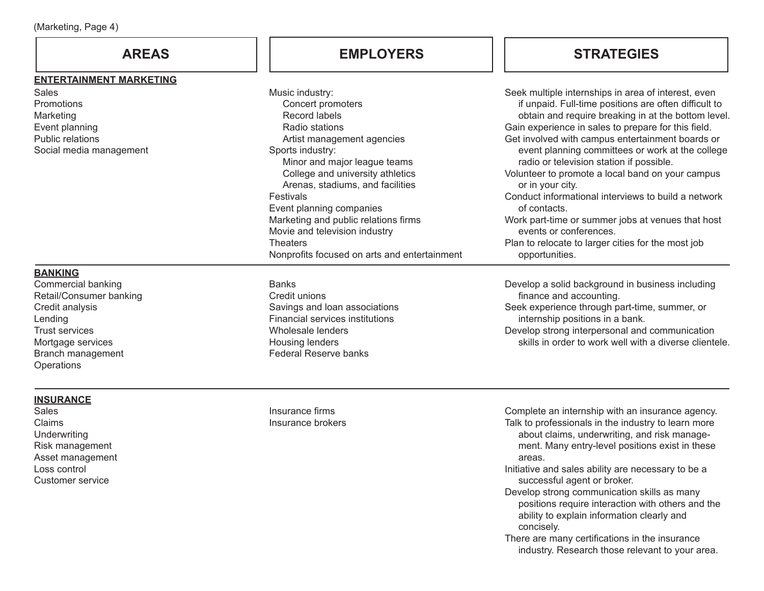| AREAS | EMPLOYERS | STRATEGIES |
|---|---|---|
| **ENTERTAINMENT MARKETING**<br>Sales<br>Promotions<br>Marketing<br>Event planning<br>Public relations<br>Social media management | Music industry:<br>Concert promoters<br>Record labels<br>Radio stations<br>Artist management agencies<br>Sports industry:<br>Minor and major league teams<br>College and university athletics<br>Arenas, stadiums, and facilities<br>Festivals<br>Event planning companies<br>Marketing and public relations firms<br>Movie and television industry<br>Theaters<br>Nonprofits focused on arts and entertainment | Seek multiple internships in area of interest, even if unpaid. Full-time positions are often difficult to obtain and require breaking in at the bottom level.<br>Gain experience in sales to prepare for this field.<br>Get involved with campus entertainment boards or event planning committees or work at the college radio or television station if possible.<br>Volunteer to promote a local band on your campus or in your city.<br>Conduct informational interviews to build a network of contacts.<br>Work part-time or summer jobs at venues that host events or conferences.<br>Plan to relocate to larger cities for the most job opportunities. |
| **BANKING**<br>Commercial banking<br>Retail/Consumer banking<br>Credit analysis<br>Lending<br>Trust services<br>Mortgage services<br>Branch management<br>Operations | Banks<br>Credit unions<br>Savings and loan associations<br>Financial services institutions<br>Wholesale lenders<br>Housing lenders<br>Federal Reserve banks | Develop a solid background in business including finance and accounting.<br>Seek experience through part-time, summer, or internship positions in a bank.<br>Develop strong interpersonal and communication skills in order to work well with a diverse clientele. |
| **INSURANCE**<br>Sales<br>Claims<br>Underwriting<br>Risk management<br>Asset management<br>Loss control<br>Customer service | Insurance firms<br>Insurance brokers | Complete an internship with an insurance agency.<br>Talk to professionals in the industry to learn more about claims, underwriting, and risk management. Many entry-level positions exist in these areas.<br>Initiative and sales ability are necessary to be a successful agent or broker.<br>Develop strong communication skills as many positions require interaction with others and the ability to explain information clearly and concisely.<br>There are many certifications in the insurance industry. Research those relevant to your area. |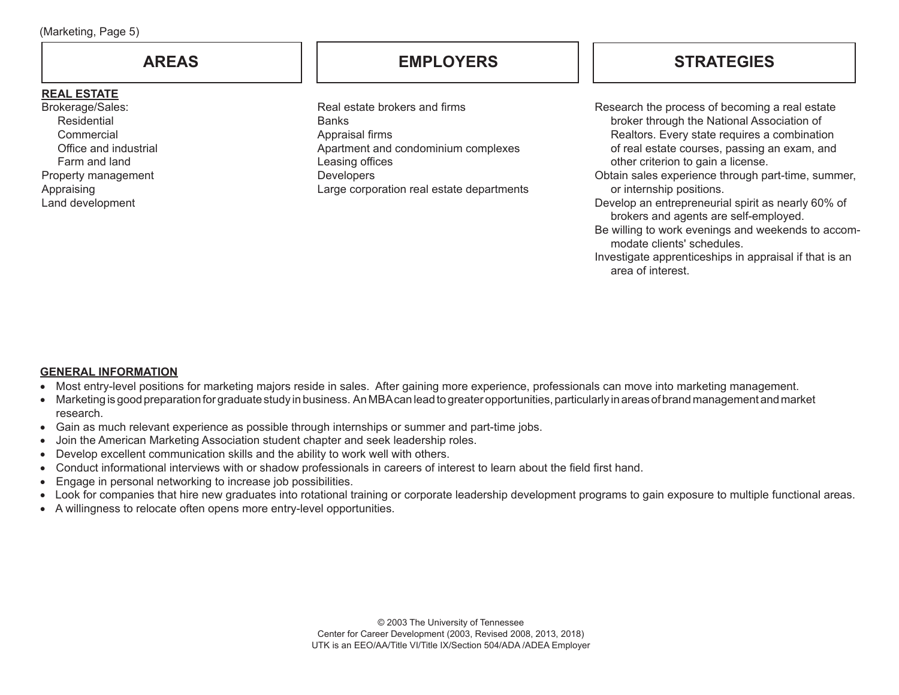| AREAS | EMPLOYERS | STRATEGIES |
| --- | --- | --- |
| **REAL ESTATE**<br>Brokerage/Sales:<br>Residential<br>Commercial<br>Office and industrial<br>Farm and land<br>Property management<br>Appraising<br>Land development | Real estate brokers and firms<br>Banks<br>Appraisal firms<br>Apartment and condominium complexes<br>Leasing offices<br>Developers<br>Large corporation real estate departments | Research the process of becoming a real estate broker through the National Association of Realtors. Every state requires a combination of real estate courses, passing an exam, and other criterion to gain a license.<br>Obtain sales experience through part-time, summer, or internship positions.<br>Develop an entrepreneurial spirit as nearly 60% of brokers and agents are self-employed.<br>Be willing to work evenings and weekends to accommodate clients' schedules.<br>Investigate apprenticeships in appraisal if that is an area of interest. |

## GENERAL INFORMATION

- Most entry-level positions for marketing majors reside in sales. After gaining more experience, professionals can move into marketing management.
- Marketing is good preparation for graduate study in business. An MBA can lead to greater opportunities, particularly in areas of brand management and market research.
- Gain as much relevant experience as possible through internships or summer and part-time jobs.
- Join the American Marketing Association student chapter and seek leadership roles.
- Develop excellent communication skills and the ability to work well with others.
- Conduct informational interviews with or shadow professionals in careers of interest to learn about the field first hand.
- Engage in personal networking to increase job possibilities.
- Look for companies that hire new graduates into rotational training or corporate leadership development programs to gain exposure to multiple functional areas.
- A willingness to relocate often opens more entry-level opportunities.

© 2003 The University of Tennessee
Center for Career Development (2003, Revised 2008, 2013, 2018)
UTK is an EEO/AA/Title VI/Title IX/Section 504/ADA /ADEA Employer